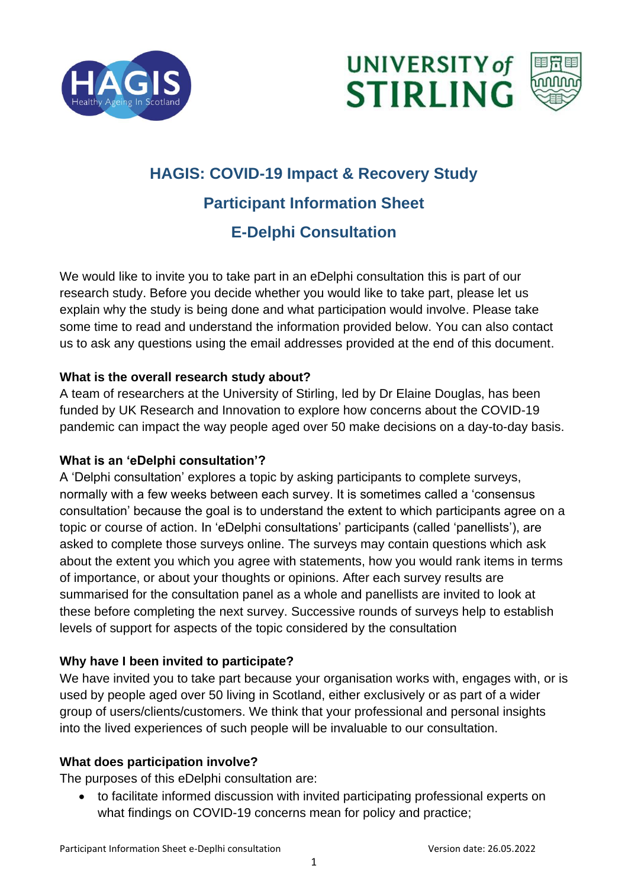# HAGIS: COVID-19 Impact & Recovery Study

## Participant Information Sheet

## E-Delphi Consultation

We would like to invite you to take part in an eDelphi consultation this is part of our research study. Before you decide whether you would like to take part, please let us explain why the study is being done and what participation would involve. Please take some time to read and understand the information provided below. You can also contact us to ask any questions using the email addresses provided at the end of this document.

**What is the overall research study about?**

A team of researchers at the University of Stirling, led by Dr Elaine Douglas, has been funded by UK Research and Innovation to explore how concerns about the COVID-19 pandemic can impact the way people aged over 50 make decisions on a day-to-day basis.

**What is an 'eDelphi consultation'?**

A 'Delphi consultation' explores a topic by asking participants to complete surveys, normally with a few weeks between each survey. It is sometimes called a 'consensus consultation' because the goal is to understand the extent to which participants agree on a topic or course of action. In 'eDelphi consultations' participants (called 'panellists'), are asked to complete those surveys online. The surveys may contain questions which ask about the extent you which you agree with statements, how you would rank items in terms of importance, or about your thoughts or opinions. After each survey results are summarised for the consultation panel as a whole and panellists are invited to look at these before completing the next survey. Successive rounds of surveys help to establish levels of support for aspects of the topic considered by the consultation

**Why have I been invited to participate?**

We have invited you to take part because your organisation works with, engages with, or is used by people aged over 50 living in Scotland, either exclusively or as part of a wider group of users/clients/customers. We think that your professional and personal insights into the lived experiences of such people will be invaluable to our consultation.

**What does participation involve?**

The purposes of this eDelphi consultation are:

- to facilitate informed discussion with invited participating professional experts on what findings on COVID-19 concerns mean for policy and practice;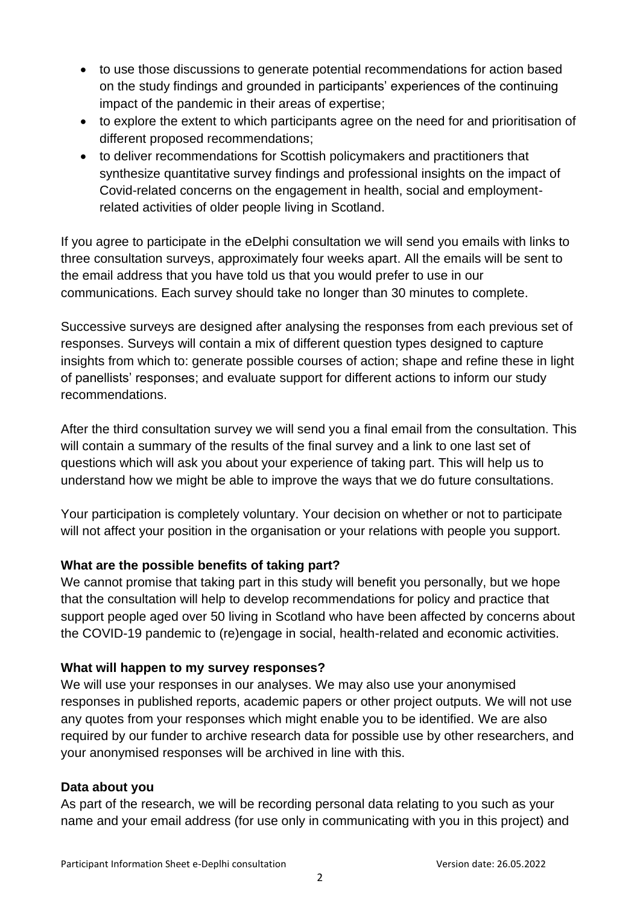- to use those discussions to generate potential recommendations for action based on the study findings and grounded in participants' experiences of the continuing impact of the pandemic in their areas of expertise;
- to explore the extent to which participants agree on the need for and prioritisation of different proposed recommendations;
- to deliver recommendations for Scottish policymakers and practitioners that synthesize quantitative survey findings and professional insights on the impact of Covid-related concerns on the engagement in health, social and employment-related activities of older people living in Scotland.

If you agree to participate in the eDelphi consultation we will send you emails with links to three consultation surveys, approximately four weeks apart. All the emails will be sent to the email address that you have told us that you would prefer to use in our communications. Each survey should take no longer than 30 minutes to complete.

Successive surveys are designed after analysing the responses from each previous set of responses. Surveys will contain a mix of different question types designed to capture insights from which to: generate possible courses of action; shape and refine these in light of panellists' responses; and evaluate support for different actions to inform our study recommendations.

After the third consultation survey we will send you a final email from the consultation. This will contain a summary of the results of the final survey and a link to one last set of questions which will ask you about your experience of taking part. This will help us to understand how we might be able to improve the ways that we do future consultations.

Your participation is completely voluntary. Your decision on whether or not to participate will not affect your position in the organisation or your relations with people you support.

**What are the possible benefits of taking part?**

We cannot promise that taking part in this study will benefit you personally, but we hope that the consultation will help to develop recommendations for policy and practice that support people aged over 50 living in Scotland who have been affected by concerns about the COVID-19 pandemic to (re)engage in social, health-related and economic activities.

**What will happen to my survey responses?**

We will use your responses in our analyses. We may also use your anonymised responses in published reports, academic papers or other project outputs. We will not use any quotes from your responses which might enable you to be identified. We are also required by our funder to archive research data for possible use by other researchers, and your anonymised responses will be archived in line with this.

**Data about you**

As part of the research, we will be recording personal data relating to you such as your name and your email address (for use only in communicating with you in this project) and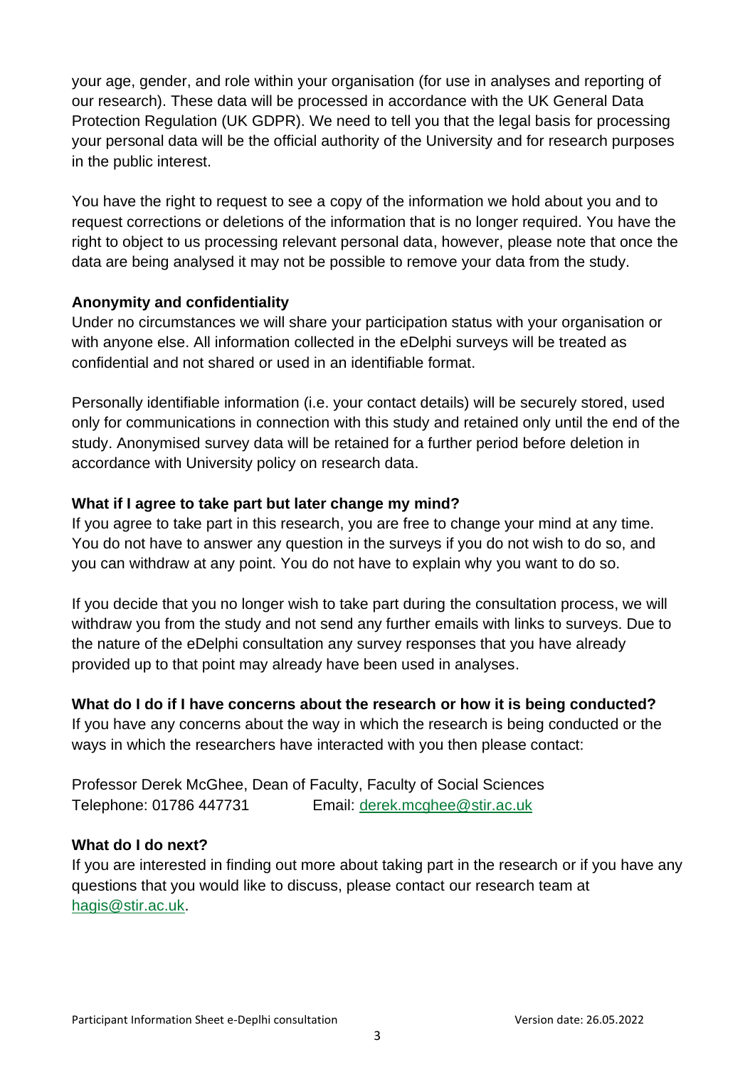your age, gender, and role within your organisation (for use in analyses and reporting of our research). These data will be processed in accordance with the UK General Data Protection Regulation (UK GDPR). We need to tell you that the legal basis for processing your personal data will be the official authority of the University and for research purposes in the public interest.

You have the right to request to see a copy of the information we hold about you and to request corrections or deletions of the information that is no longer required. You have the right to object to us processing relevant personal data, however, please note that once the data are being analysed it may not be possible to remove your data from the study.

**Anonymity and confidentiality**

Under no circumstances we will share your participation status with your organisation or with anyone else. All information collected in the eDelphi surveys will be treated as confidential and not shared or used in an identifiable format.

Personally identifiable information (i.e. your contact details) will be securely stored, used only for communications in connection with this study and retained only until the end of the study. Anonymised survey data will be retained for a further period before deletion in accordance with University policy on research data.

**What if I agree to take part but later change my mind?**

If you agree to take part in this research, you are free to change your mind at any time. You do not have to answer any question in the surveys if you do not wish to do so, and you can withdraw at any point. You do not have to explain why you want to do so.

If you decide that you no longer wish to take part during the consultation process, we will withdraw you from the study and not send any further emails with links to surveys. Due to the nature of the eDelphi consultation any survey responses that you have already provided up to that point may already have been used in analyses.

**What do I do if I have concerns about the research or how it is being conducted?**

If you have any concerns about the way in which the research is being conducted or the ways in which the researchers have interacted with you then please contact:

Professor Derek McGhee, Dean of Faculty, Faculty of Social Sciences
Telephone: 01786 447731 Email: derek.mcghee@stir.ac.uk

**What do I do next?**

If you are interested in finding out more about taking part in the research or if you have any questions that you would like to discuss, please contact our research team at hagis@stir.ac.uk.